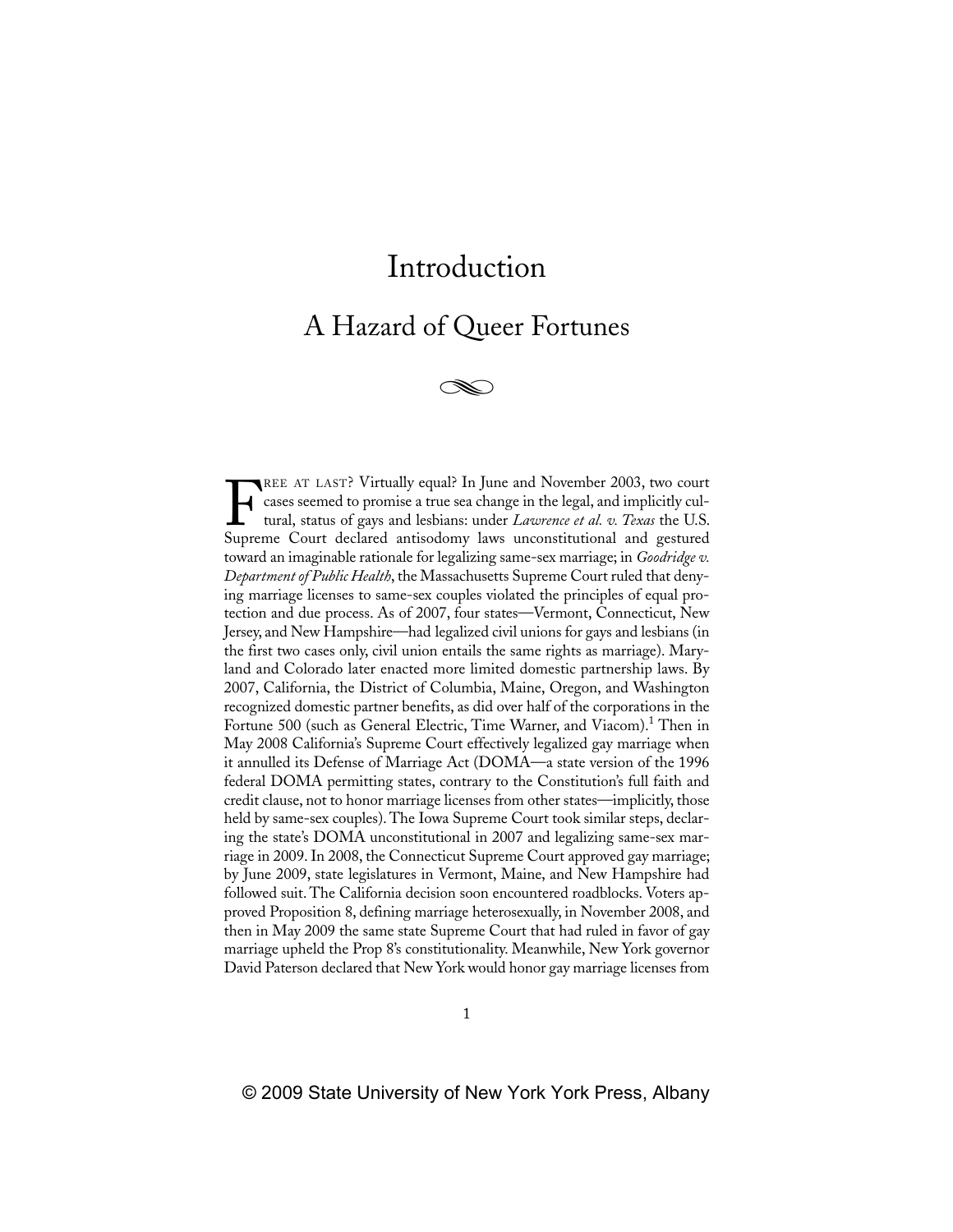# Introduction

## A Hazard of Queer Fortunes

FREE AT LAST? Virtually equal? In June and November 2003, two court cases seemed to promise a true sea change in the legal, and implicitly cultural, status of gays and lesbians: under *Lawrence et al. v. Texas* the U.S. Supreme Court declared antisodomy laws unconstitutional and gestured toward an imaginable rationale for legalizing same-sex marriage; in *Goodridge v. Department of Public Health*, the Massachusetts Supreme Court ruled that denying marriage licenses to same-sex couples violated the principles of equal protection and due process. As of 2007, four states—Vermont, Connecticut, New Jersey, and New Hampshire—had legalized civil unions for gays and lesbians (in the first two cases only, civil union entails the same rights as marriage). Maryland and Colorado later enacted more limited domestic partnership laws. By 2007, California, the District of Columbia, Maine, Oregon, and Washington recognized domestic partner benefits, as did over half of the corporations in the Fortune 500 (such as General Electric, Time Warner, and Viacom).[1] Then in May 2008 California's Supreme Court effectively legalized gay marriage when it annulled its Defense of Marriage Act (DOMA—a state version of the 1996 federal DOMA permitting states, contrary to the Constitution's full faith and credit clause, not to honor marriage licenses from other states—implicitly, those held by same-sex couples). The Iowa Supreme Court took similar steps, declaring the state's DOMA unconstitutional in 2007 and legalizing same-sex marriage in 2009. In 2008, the Connecticut Supreme Court approved gay marriage; by June 2009, state legislatures in Vermont, Maine, and New Hampshire had followed suit. The California decision soon encountered roadblocks. Voters approved Proposition 8, defining marriage heterosexually, in November 2008, and then in May 2009 the same state Supreme Court that had ruled in favor of gay marriage upheld the Prop 8's constitutionality. Meanwhile, New York governor David Paterson declared that New York would honor gay marriage licenses from

© 2009 State University of New York York Press, Albany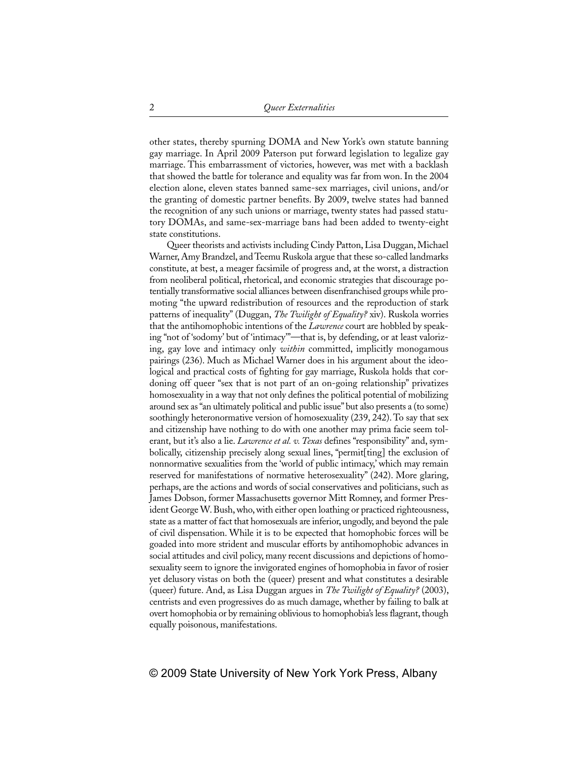other states, thereby spurning DOMA and New York's own statute banning gay marriage. In April 2009 Paterson put forward legislation to legalize gay marriage. This embarrassment of victories, however, was met with a backlash that showed the battle for tolerance and equality was far from won. In the 2004 election alone, eleven states banned same-sex marriages, civil unions, and/or the granting of domestic partner benefits. By 2009, twelve states had banned the recognition of any such unions or marriage, twenty states had passed statutory DOMAs, and same-sex-marriage bans had been added to twenty-eight state constitutions.

Queer theorists and activists including Cindy Patton, Lisa Duggan, Michael Warner, Amy Brandzel, and Teemu Ruskola argue that these so-called landmarks constitute, at best, a meager facsimile of progress and, at the worst, a distraction from neoliberal political, rhetorical, and economic strategies that discourage potentially transformative social alliances between disenfranchised groups while promoting "the upward redistribution of resources and the reproduction of stark patterns of inequality" (Duggan, *The Twilight of Equality?* xiv). Ruskola worries that the antihomophobic intentions of the *Lawrence* court are hobbled by speaking "not of 'sodomy' but of 'intimacy'"—that is, by defending, or at least valorizing, gay love and intimacy only *within* committed, implicitly monogamous pairings (236). Much as Michael Warner does in his argument about the ideological and practical costs of fighting for gay marriage, Ruskola holds that cordoning off queer "sex that is not part of an on-going relationship" privatizes homosexuality in a way that not only defines the political potential of mobilizing around sex as "an ultimately political and public issue" but also presents a (to some) soothingly heteronormative version of homosexuality (239, 242). To say that sex and citizenship have nothing to do with one another may prima facie seem tolerant, but it's also a lie. *Lawrence et al. v. Texas* defines "responsibility" and, symbolically, citizenship precisely along sexual lines, "permit[ting] the exclusion of nonnormative sexualities from the 'world of public intimacy,' which may remain reserved for manifestations of normative heterosexuality" (242). More glaring, perhaps, are the actions and words of social conservatives and politicians, such as James Dobson, former Massachusetts governor Mitt Romney, and former President George W. Bush, who, with either open loathing or practiced righteousness, state as a matter of fact that homosexuals are inferior, ungodly, and beyond the pale of civil dispensation. While it is to be expected that homophobic forces will be goaded into more strident and muscular efforts by antihomophobic advances in social attitudes and civil policy, many recent discussions and depictions of homosexuality seem to ignore the invigorated engines of homophobia in favor of rosier yet delusory vistas on both the (queer) present and what constitutes a desirable (queer) future. And, as Lisa Duggan argues in *The Twilight of Equality?* (2003), centrists and even progressives do as much damage, whether by failing to balk at overt homophobia or by remaining oblivious to homophobia's less flagrant, though equally poisonous, manifestations.

© 2009 State University of New York York Press, Albany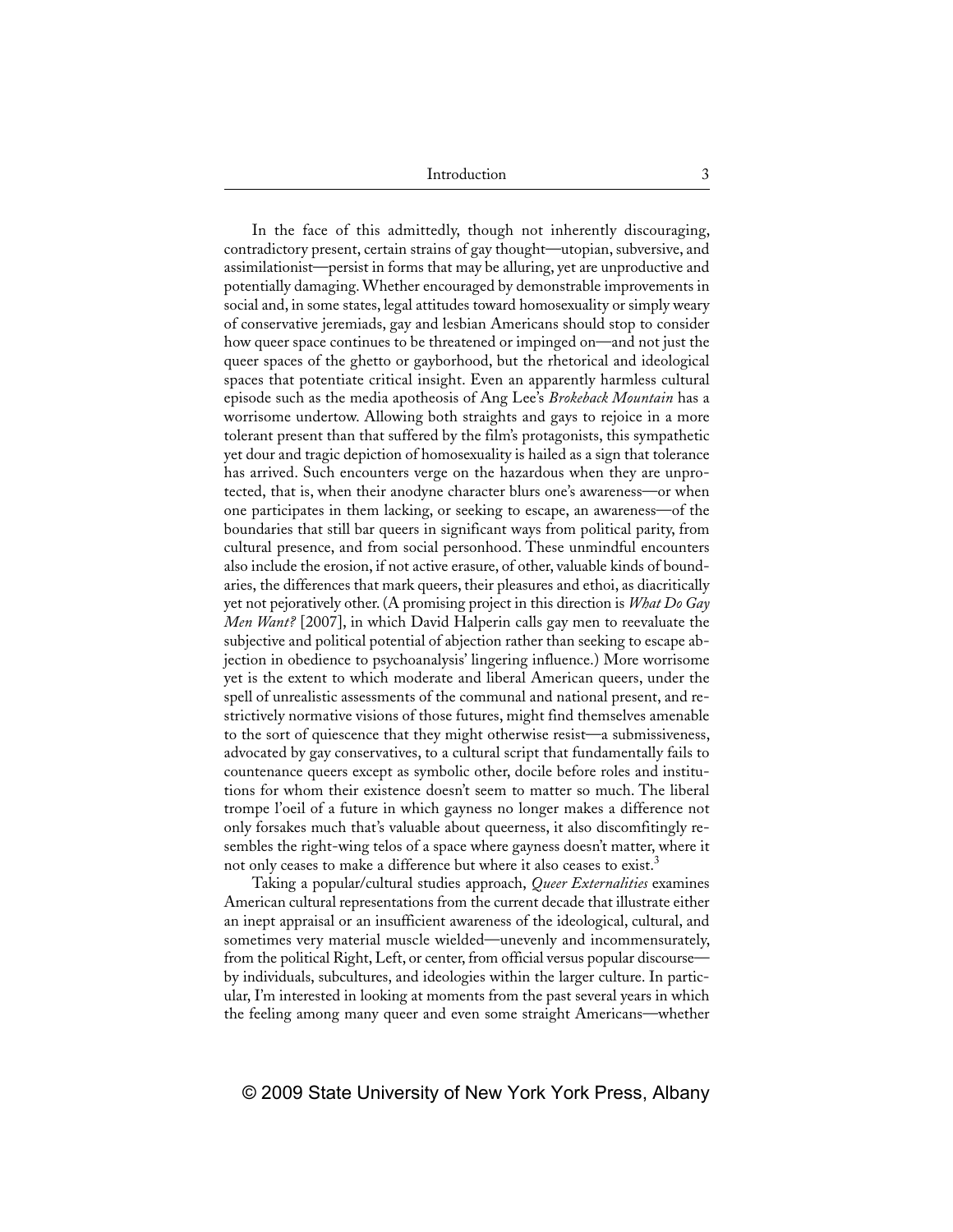In the face of this admittedly, though not inherently discouraging, contradictory present, certain strains of gay thought—utopian, subversive, and assimilationist—persist in forms that may be alluring, yet are unproductive and potentially damaging. Whether encouraged by demonstrable improvements in social and, in some states, legal attitudes toward homosexuality or simply weary of conservative jeremiads, gay and lesbian Americans should stop to consider how queer space continues to be threatened or impinged on—and not just the queer spaces of the ghetto or gayborhood, but the rhetorical and ideological spaces that potentiate critical insight. Even an apparently harmless cultural episode such as the media apotheosis of Ang Lee's *Brokeback Mountain* has a worrisome undertow. Allowing both straights and gays to rejoice in a more tolerant present than that suffered by the film's protagonists, this sympathetic yet dour and tragic depiction of homosexuality is hailed as a sign that tolerance has arrived. Such encounters verge on the hazardous when they are unprotected, that is, when their anodyne character blurs one's awareness—or when one participates in them lacking, or seeking to escape, an awareness—of the boundaries that still bar queers in significant ways from political parity, from cultural presence, and from social personhood. These unmindful encounters also include the erosion, if not active erasure, of other, valuable kinds of boundaries, the differences that mark queers, their pleasures and ethoi, as diacritically yet not pejoratively other. (A promising project in this direction is *What Do Gay Men Want?* [2007], in which David Halperin calls gay men to reevaluate the subjective and political potential of abjection rather than seeking to escape abjection in obedience to psychoanalysis' lingering influence.) More worrisome yet is the extent to which moderate and liberal American queers, under the spell of unrealistic assessments of the communal and national present, and restrictively normative visions of those futures, might find themselves amenable to the sort of quiescence that they might otherwise resist—a submissiveness, advocated by gay conservatives, to a cultural script that fundamentally fails to countenance queers except as symbolic other, docile before roles and institutions for whom their existence doesn't seem to matter so much. The liberal trompe l'oeil of a future in which gayness no longer makes a difference not only forsakes much that's valuable about queerness, it also discomfitingly resembles the right-wing telos of a space where gayness doesn't matter, where it not only ceases to make a difference but where it also ceases to exist.[3]

Taking a popular/cultural studies approach, *Queer Externalities* examines American cultural representations from the current decade that illustrate either an inept appraisal or an insufficient awareness of the ideological, cultural, and sometimes very material muscle wielded—unevenly and incommensurately, from the political Right, Left, or center, from official versus popular discourse—by individuals, subcultures, and ideologies within the larger culture. In particular, I'm interested in looking at moments from the past several years in which the feeling among many queer and even some straight Americans—whether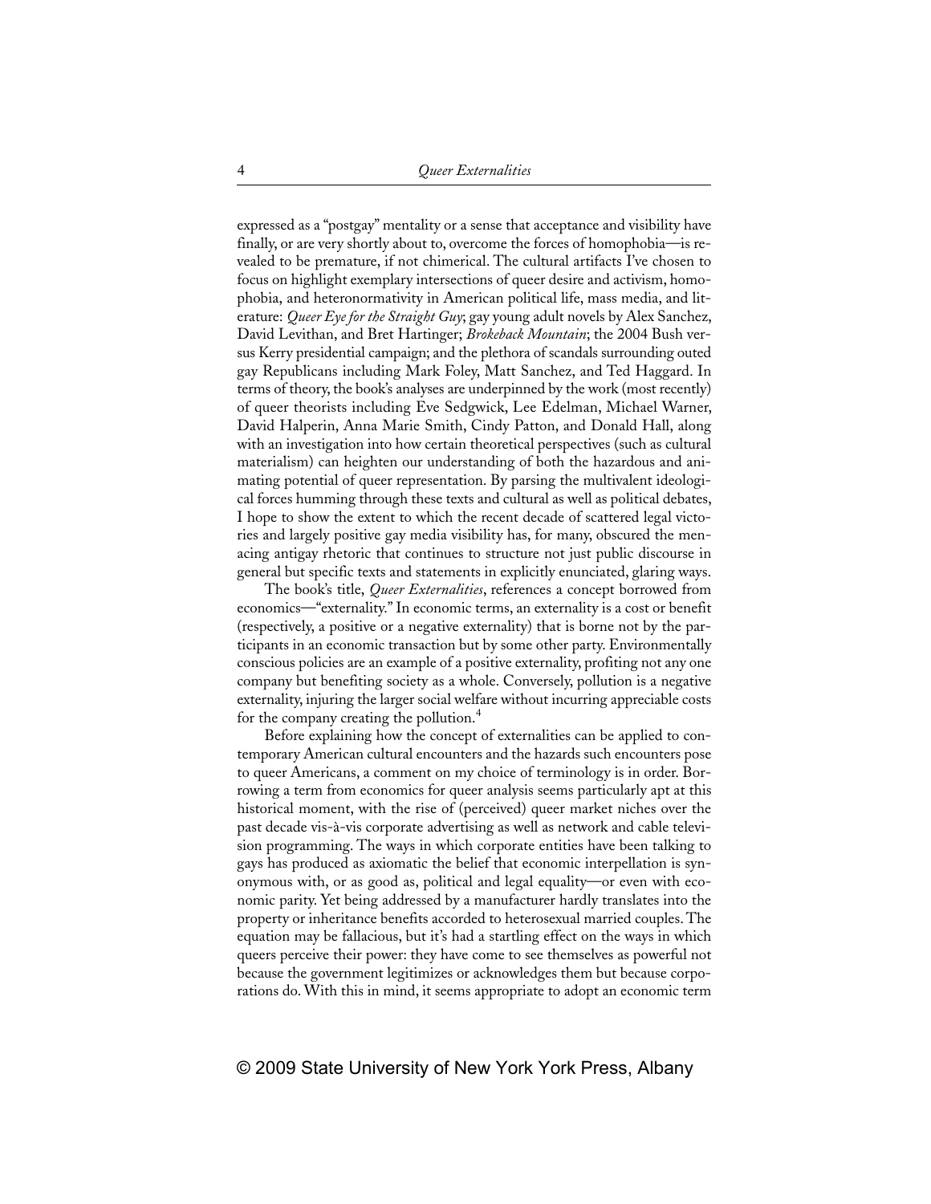expressed as a "postgay" mentality or a sense that acceptance and visibility have finally, or are very shortly about to, overcome the forces of homophobia—is revealed to be premature, if not chimerical. The cultural artifacts I've chosen to focus on highlight exemplary intersections of queer desire and activism, homophobia, and heteronormativity in American political life, mass media, and literature: *Queer Eye for the Straight Guy*; gay young adult novels by Alex Sanchez, David Levithan, and Bret Hartinger; *Brokeback Mountain*; the 2004 Bush versus Kerry presidential campaign; and the plethora of scandals surrounding outed gay Republicans including Mark Foley, Matt Sanchez, and Ted Haggard. In terms of theory, the book's analyses are underpinned by the work (most recently) of queer theorists including Eve Sedgwick, Lee Edelman, Michael Warner, David Halperin, Anna Marie Smith, Cindy Patton, and Donald Hall, along with an investigation into how certain theoretical perspectives (such as cultural materialism) can heighten our understanding of both the hazardous and animating potential of queer representation. By parsing the multivalent ideological forces humming through these texts and cultural as well as political debates, I hope to show the extent to which the recent decade of scattered legal victories and largely positive gay media visibility has, for many, obscured the menacing antigay rhetoric that continues to structure not just public discourse in general but specific texts and statements in explicitly enunciated, glaring ways.

The book's title, *Queer Externalities*, references a concept borrowed from economics—"externality." In economic terms, an externality is a cost or benefit (respectively, a positive or a negative externality) that is borne not by the participants in an economic transaction but by some other party. Environmentally conscious policies are an example of a positive externality, profiting not any one company but benefiting society as a whole. Conversely, pollution is a negative externality, injuring the larger social welfare without incurring appreciable costs for the company creating the pollution.[4]

Before explaining how the concept of externalities can be applied to contemporary American cultural encounters and the hazards such encounters pose to queer Americans, a comment on my choice of terminology is in order. Borrowing a term from economics for queer analysis seems particularly apt at this historical moment, with the rise of (perceived) queer market niches over the past decade vis-à-vis corporate advertising as well as network and cable television programming. The ways in which corporate entities have been talking to gays has produced as axiomatic the belief that economic interpellation is synonymous with, or as good as, political and legal equality—or even with economic parity. Yet being addressed by a manufacturer hardly translates into the property or inheritance benefits accorded to heterosexual married couples. The equation may be fallacious, but it's had a startling effect on the ways in which queers perceive their power: they have come to see themselves as powerful not because the government legitimizes or acknowledges them but because corporations do. With this in mind, it seems appropriate to adopt an economic term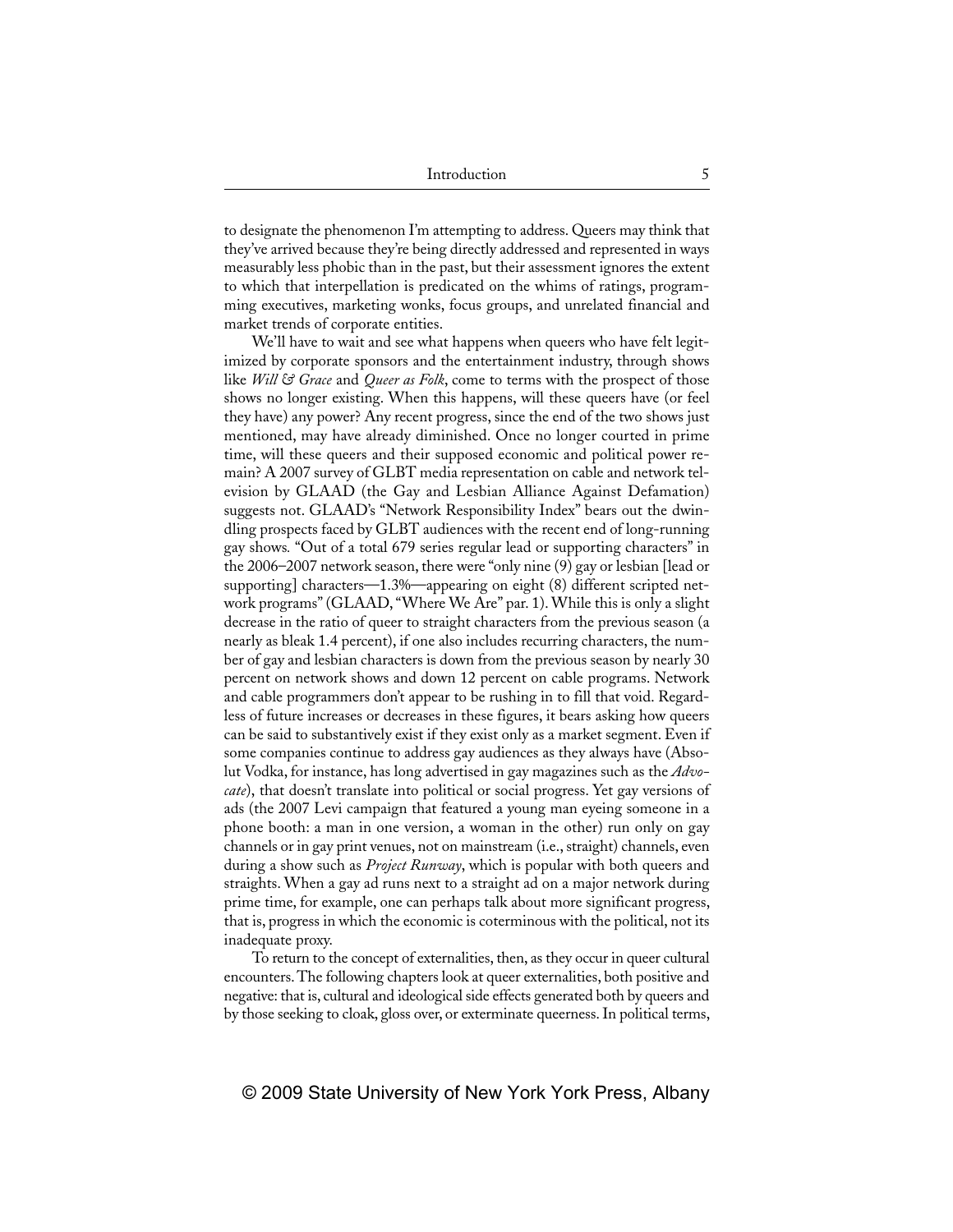to designate the phenomenon I'm attempting to address. Queers may think that they've arrived because they're being directly addressed and represented in ways measurably less phobic than in the past, but their assessment ignores the extent to which that interpellation is predicated on the whims of ratings, programming executives, marketing wonks, focus groups, and unrelated financial and market trends of corporate entities.

We'll have to wait and see what happens when queers who have felt legitimized by corporate sponsors and the entertainment industry, through shows like *Will & Grace* and *Queer as Folk*, come to terms with the prospect of those shows no longer existing. When this happens, will these queers have (or feel they have) any power? Any recent progress, since the end of the two shows just mentioned, may have already diminished. Once no longer courted in prime time, will these queers and their supposed economic and political power remain? A 2007 survey of GLBT media representation on cable and network television by GLAAD (the Gay and Lesbian Alliance Against Defamation) suggests not. GLAAD's "Network Responsibility Index" bears out the dwindling prospects faced by GLBT audiences with the recent end of long-running gay shows. "Out of a total 679 series regular lead or supporting characters" in the 2006–2007 network season, there were "only nine (9) gay or lesbian [lead or supporting] characters—1.3%—appearing on eight (8) different scripted network programs" (GLAAD, "Where We Are" par. 1). While this is only a slight decrease in the ratio of queer to straight characters from the previous season (a nearly as bleak 1.4 percent), if one also includes recurring characters, the number of gay and lesbian characters is down from the previous season by nearly 30 percent on network shows and down 12 percent on cable programs. Network and cable programmers don't appear to be rushing in to fill that void. Regardless of future increases or decreases in these figures, it bears asking how queers can be said to substantively exist if they exist only as a market segment. Even if some companies continue to address gay audiences as they always have (Absolut Vodka, for instance, has long advertised in gay magazines such as the *Advocate*), that doesn't translate into political or social progress. Yet gay versions of ads (the 2007 Levi campaign that featured a young man eyeing someone in a phone booth: a man in one version, a woman in the other) run only on gay channels or in gay print venues, not on mainstream (i.e., straight) channels, even during a show such as *Project Runway*, which is popular with both queers and straights. When a gay ad runs next to a straight ad on a major network during prime time, for example, one can perhaps talk about more significant progress, that is, progress in which the economic is coterminous with the political, not its inadequate proxy.

To return to the concept of externalities, then, as they occur in queer cultural encounters. The following chapters look at queer externalities, both positive and negative: that is, cultural and ideological side effects generated both by queers and by those seeking to cloak, gloss over, or exterminate queerness. In political terms,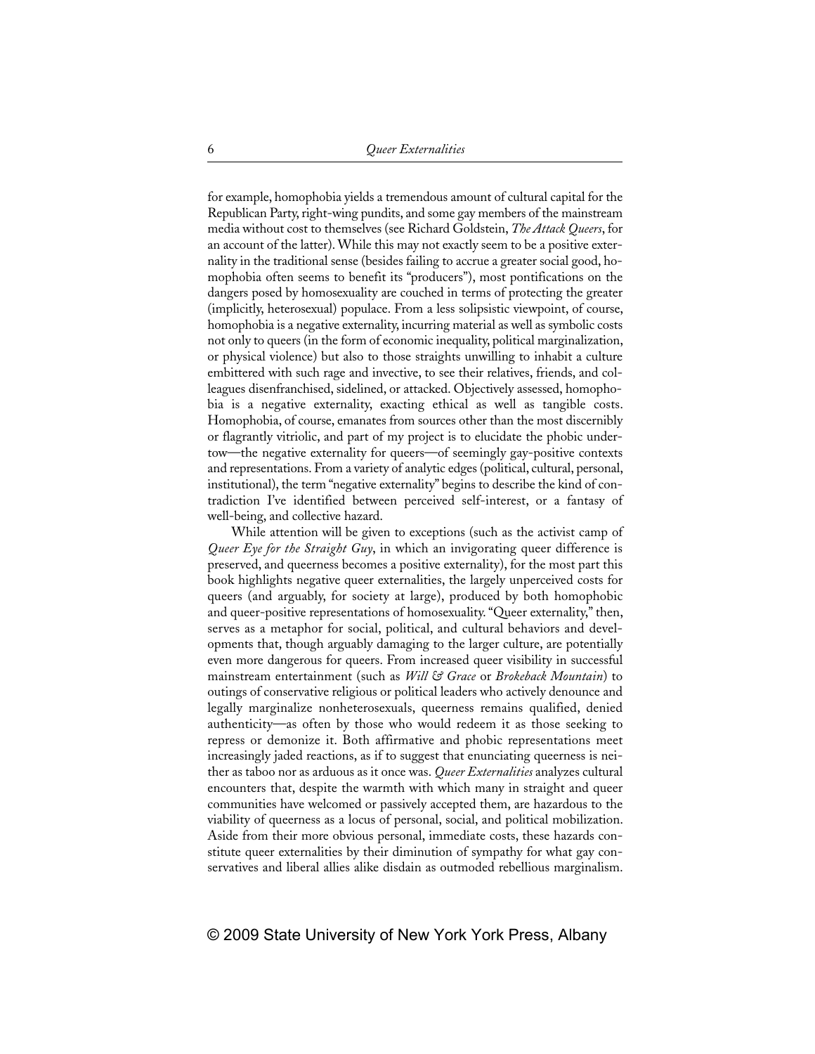for example, homophobia yields a tremendous amount of cultural capital for the Republican Party, right-wing pundits, and some gay members of the mainstream media without cost to themselves (see Richard Goldstein, *The Attack Queers*, for an account of the latter). While this may not exactly seem to be a positive externality in the traditional sense (besides failing to accrue a greater social good, homophobia often seems to benefit its "producers"), most pontifications on the dangers posed by homosexuality are couched in terms of protecting the greater (implicitly, heterosexual) populace. From a less solipsistic viewpoint, of course, homophobia is a negative externality, incurring material as well as symbolic costs not only to queers (in the form of economic inequality, political marginalization, or physical violence) but also to those straights unwilling to inhabit a culture embittered with such rage and invective, to see their relatives, friends, and colleagues disenfranchised, sidelined, or attacked. Objectively assessed, homophobia is a negative externality, exacting ethical as well as tangible costs. Homophobia, of course, emanates from sources other than the most discernibly or flagrantly vitriolic, and part of my project is to elucidate the phobic undertow—the negative externality for queers—of seemingly gay-positive contexts and representations. From a variety of analytic edges (political, cultural, personal, institutional), the term "negative externality" begins to describe the kind of contradiction I've identified between perceived self-interest, or a fantasy of well-being, and collective hazard.

While attention will be given to exceptions (such as the activist camp of *Queer Eye for the Straight Guy*, in which an invigorating queer difference is preserved, and queerness becomes a positive externality), for the most part this book highlights negative queer externalities, the largely unperceived costs for queers (and arguably, for society at large), produced by both homophobic and queer-positive representations of homosexuality. "Queer externality," then, serves as a metaphor for social, political, and cultural behaviors and developments that, though arguably damaging to the larger culture, are potentially even more dangerous for queers. From increased queer visibility in successful mainstream entertainment (such as *Will & Grace* or *Brokeback Mountain*) to outings of conservative religious or political leaders who actively denounce and legally marginalize nonheterosexuals, queerness remains qualified, denied authenticity—as often by those who would redeem it as those seeking to repress or demonize it. Both affirmative and phobic representations meet increasingly jaded reactions, as if to suggest that enunciating queerness is neither as taboo nor as arduous as it once was. *Queer Externalities* analyzes cultural encounters that, despite the warmth with which many in straight and queer communities have welcomed or passively accepted them, are hazardous to the viability of queerness as a locus of personal, social, and political mobilization. Aside from their more obvious personal, immediate costs, these hazards constitute queer externalities by their diminution of sympathy for what gay conservatives and liberal allies alike disdain as outmoded rebellious marginalism.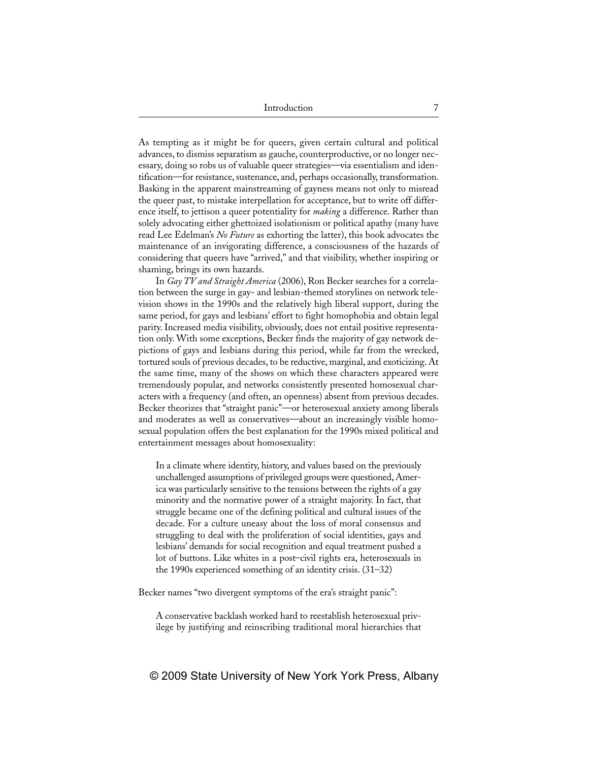As tempting as it might be for queers, given certain cultural and political advances, to dismiss separatism as gauche, counterproductive, or no longer necessary, doing so robs us of valuable queer strategies—via essentialism and identification—for resistance, sustenance, and, perhaps occasionally, transformation. Basking in the apparent mainstreaming of gayness means not only to misread the queer past, to mistake interpellation for acceptance, but to write off difference itself, to jettison a queer potentiality for *making* a difference. Rather than solely advocating either ghettoized isolationism or political apathy (many have read Lee Edelman's *No Future* as exhorting the latter), this book advocates the maintenance of an invigorating difference, a consciousness of the hazards of considering that queers have "arrived," and that visibility, whether inspiring or shaming, brings its own hazards.

In *Gay TV and Straight America* (2006), Ron Becker searches for a correlation between the surge in gay- and lesbian-themed storylines on network television shows in the 1990s and the relatively high liberal support, during the same period, for gays and lesbians' effort to fight homophobia and obtain legal parity. Increased media visibility, obviously, does not entail positive representation only. With some exceptions, Becker finds the majority of gay network depictions of gays and lesbians during this period, while far from the wrecked, tortured souls of previous decades, to be reductive, marginal, and exoticizing. At the same time, many of the shows on which these characters appeared were tremendously popular, and networks consistently presented homosexual characters with a frequency (and often, an openness) absent from previous decades. Becker theorizes that "straight panic"—or heterosexual anxiety among liberals and moderates as well as conservatives—about an increasingly visible homosexual population offers the best explanation for the 1990s mixed political and entertainment messages about homosexuality:

> In a climate where identity, history, and values based on the previously unchallenged assumptions of privileged groups were questioned, America was particularly sensitive to the tensions between the rights of a gay minority and the normative power of a straight majority. In fact, that struggle became one of the defining political and cultural issues of the decade. For a culture uneasy about the loss of moral consensus and struggling to deal with the proliferation of social identities, gays and lesbians' demands for social recognition and equal treatment pushed a lot of buttons. Like whites in a post–civil rights era, heterosexuals in the 1990s experienced something of an identity crisis. (31–32)

Becker names "two divergent symptoms of the era's straight panic":

> A conservative backlash worked hard to reestablish heterosexual privilege by justifying and reinscribing traditional moral hierarchies that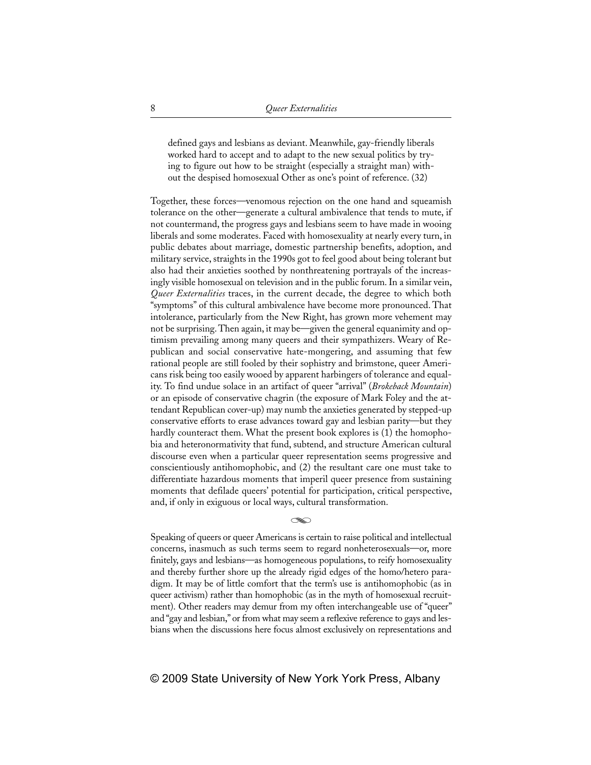> defined gays and lesbians as deviant. Meanwhile, gay-friendly liberals worked hard to accept and to adapt to the new sexual politics by trying to figure out how to be straight (especially a straight man) without the despised homosexual Other as one's point of reference. (32)

Together, these forces—venomous rejection on the one hand and squeamish tolerance on the other—generate a cultural ambivalence that tends to mute, if not countermand, the progress gays and lesbians seem to have made in wooing liberals and some moderates. Faced with homosexuality at nearly every turn, in public debates about marriage, domestic partnership benefits, adoption, and military service, straights in the 1990s got to feel good about being tolerant but also had their anxieties soothed by nonthreatening portrayals of the increasingly visible homosexual on television and in the public forum. In a similar vein, *Queer Externalities* traces, in the current decade, the degree to which both "symptoms" of this cultural ambivalence have become more pronounced. That intolerance, particularly from the New Right, has grown more vehement may not be surprising. Then again, it may be—given the general equanimity and optimism prevailing among many queers and their sympathizers. Weary of Republican and social conservative hate-mongering, and assuming that few rational people are still fooled by their sophistry and brimstone, queer Americans risk being too easily wooed by apparent harbingers of tolerance and equality. To find undue solace in an artifact of queer "arrival" (*Brokeback Mountain*) or an episode of conservative chagrin (the exposure of Mark Foley and the attendant Republican cover-up) may numb the anxieties generated by stepped-up conservative efforts to erase advances toward gay and lesbian parity—but they hardly counteract them. What the present book explores is (1) the homophobia and heteronormativity that fund, subtend, and structure American cultural discourse even when a particular queer representation seems progressive and conscientiously antihomophobic, and (2) the resultant care one must take to differentiate hazardous moments that imperil queer presence from sustaining moments that defilade queers' potential for participation, critical perspective, and, if only in exiguous or local ways, cultural transformation.

Speaking of queers or queer Americans is certain to raise political and intellectual concerns, inasmuch as such terms seem to regard nonheterosexuals—or, more finitely, gays and lesbians—as homogeneous populations, to reify homosexuality and thereby further shore up the already rigid edges of the homo/hetero paradigm. It may be of little comfort that the term's use is antihomophobic (as in queer activism) rather than homophobic (as in the myth of homosexual recruitment). Other readers may demur from my often interchangeable use of "queer" and "gay and lesbian," or from what may seem a reflexive reference to gays and lesbians when the discussions here focus almost exclusively on representations and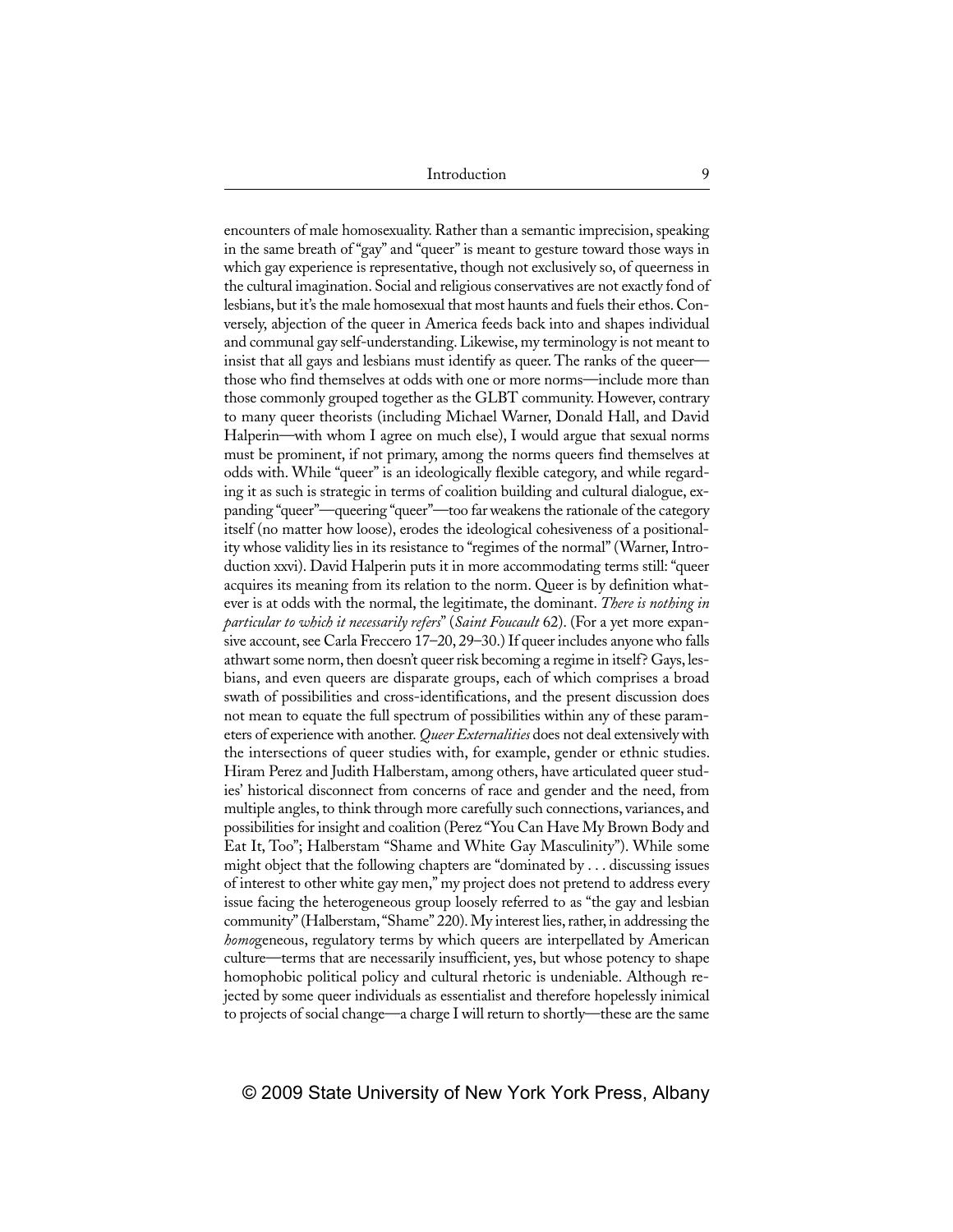encounters of male homosexuality. Rather than a semantic imprecision, speaking in the same breath of "gay" and "queer" is meant to gesture toward those ways in which gay experience is representative, though not exclusively so, of queerness in the cultural imagination. Social and religious conservatives are not exactly fond of lesbians, but it's the male homosexual that most haunts and fuels their ethos. Conversely, abjection of the queer in America feeds back into and shapes individual and communal gay self-understanding. Likewise, my terminology is not meant to insist that all gays and lesbians must identify as queer. The ranks of the queer—those who find themselves at odds with one or more norms—include more than those commonly grouped together as the GLBT community. However, contrary to many queer theorists (including Michael Warner, Donald Hall, and David Halperin—with whom I agree on much else), I would argue that sexual norms must be prominent, if not primary, among the norms queers find themselves at odds with. While "queer" is an ideologically flexible category, and while regarding it as such is strategic in terms of coalition building and cultural dialogue, expanding "queer"—queering "queer"—too far weakens the rationale of the category itself (no matter how loose), erodes the ideological cohesiveness of a positionality whose validity lies in its resistance to "regimes of the normal" (Warner, Introduction xxvi). David Halperin puts it in more accommodating terms still: "queer acquires its meaning from its relation to the norm. Queer is by definition whatever is at odds with the normal, the legitimate, the dominant. *There is nothing in particular to which it necessarily refers*" (*Saint Foucault* 62). (For a yet more expansive account, see Carla Freccero 17–20, 29–30.) If queer includes anyone who falls athwart some norm, then doesn't queer risk becoming a regime in itself? Gays, lesbians, and even queers are disparate groups, each of which comprises a broad swath of possibilities and cross-identifications, and the present discussion does not mean to equate the full spectrum of possibilities within any of these parameters of experience with another. *Queer Externalities* does not deal extensively with the intersections of queer studies with, for example, gender or ethnic studies. Hiram Perez and Judith Halberstam, among others, have articulated queer studies' historical disconnect from concerns of race and gender and the need, from multiple angles, to think through more carefully such connections, variances, and possibilities for insight and coalition (Perez "You Can Have My Brown Body and Eat It, Too"; Halberstam "Shame and White Gay Masculinity"). While some might object that the following chapters are "dominated by . . . discussing issues of interest to other white gay men," my project does not pretend to address every issue facing the heterogeneous group loosely referred to as "the gay and lesbian community" (Halberstam, "Shame" 220). My interest lies, rather, in addressing the *homo*geneous, regulatory terms by which queers are interpellated by American culture—terms that are necessarily insufficient, yes, but whose potency to shape homophobic political policy and cultural rhetoric is undeniable. Although rejected by some queer individuals as essentialist and therefore hopelessly inimical to projects of social change—a charge I will return to shortly—these are the same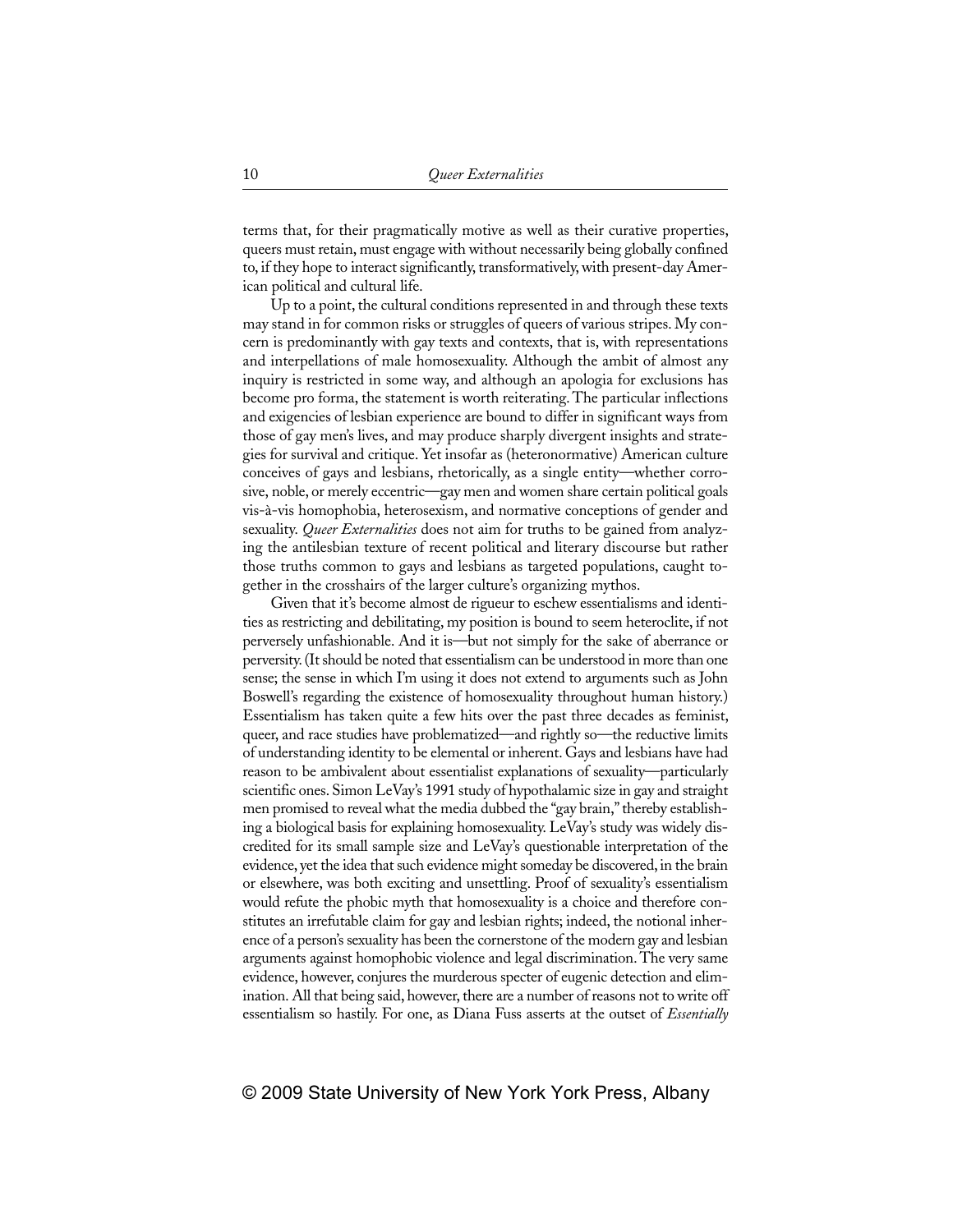terms that, for their pragmatically motive as well as their curative properties, queers must retain, must engage with without necessarily being globally confined to, if they hope to interact significantly, transformatively, with present-day American political and cultural life.

Up to a point, the cultural conditions represented in and through these texts may stand in for common risks or struggles of queers of various stripes. My concern is predominantly with gay texts and contexts, that is, with representations and interpellations of male homosexuality. Although the ambit of almost any inquiry is restricted in some way, and although an apologia for exclusions has become pro forma, the statement is worth reiterating. The particular inflections and exigencies of lesbian experience are bound to differ in significant ways from those of gay men's lives, and may produce sharply divergent insights and strategies for survival and critique. Yet insofar as (heteronormative) American culture conceives of gays and lesbians, rhetorically, as a single entity—whether corrosive, noble, or merely eccentric—gay men and women share certain political goals vis-à-vis homophobia, heterosexism, and normative conceptions of gender and sexuality. *Queer Externalities* does not aim for truths to be gained from analyzing the antilesbian texture of recent political and literary discourse but rather those truths common to gays and lesbians as targeted populations, caught together in the crosshairs of the larger culture's organizing mythos.

Given that it's become almost de rigueur to eschew essentialisms and identities as restricting and debilitating, my position is bound to seem heteroclite, if not perversely unfashionable. And it is—but not simply for the sake of aberrance or perversity. (It should be noted that essentialism can be understood in more than one sense; the sense in which I'm using it does not extend to arguments such as John Boswell's regarding the existence of homosexuality throughout human history.) Essentialism has taken quite a few hits over the past three decades as feminist, queer, and race studies have problematized—and rightly so—the reductive limits of understanding identity to be elemental or inherent. Gays and lesbians have had reason to be ambivalent about essentialist explanations of sexuality—particularly scientific ones. Simon LeVay's 1991 study of hypothalamic size in gay and straight men promised to reveal what the media dubbed the "gay brain," thereby establishing a biological basis for explaining homosexuality. LeVay's study was widely discredited for its small sample size and LeVay's questionable interpretation of the evidence, yet the idea that such evidence might someday be discovered, in the brain or elsewhere, was both exciting and unsettling. Proof of sexuality's essentialism would refute the phobic myth that homosexuality is a choice and therefore constitutes an irrefutable claim for gay and lesbian rights; indeed, the notional inherence of a person's sexuality has been the cornerstone of the modern gay and lesbian arguments against homophobic violence and legal discrimination. The very same evidence, however, conjures the murderous specter of eugenic detection and elimination. All that being said, however, there are a number of reasons not to write off essentialism so hastily. For one, as Diana Fuss asserts at the outset of *Essentially*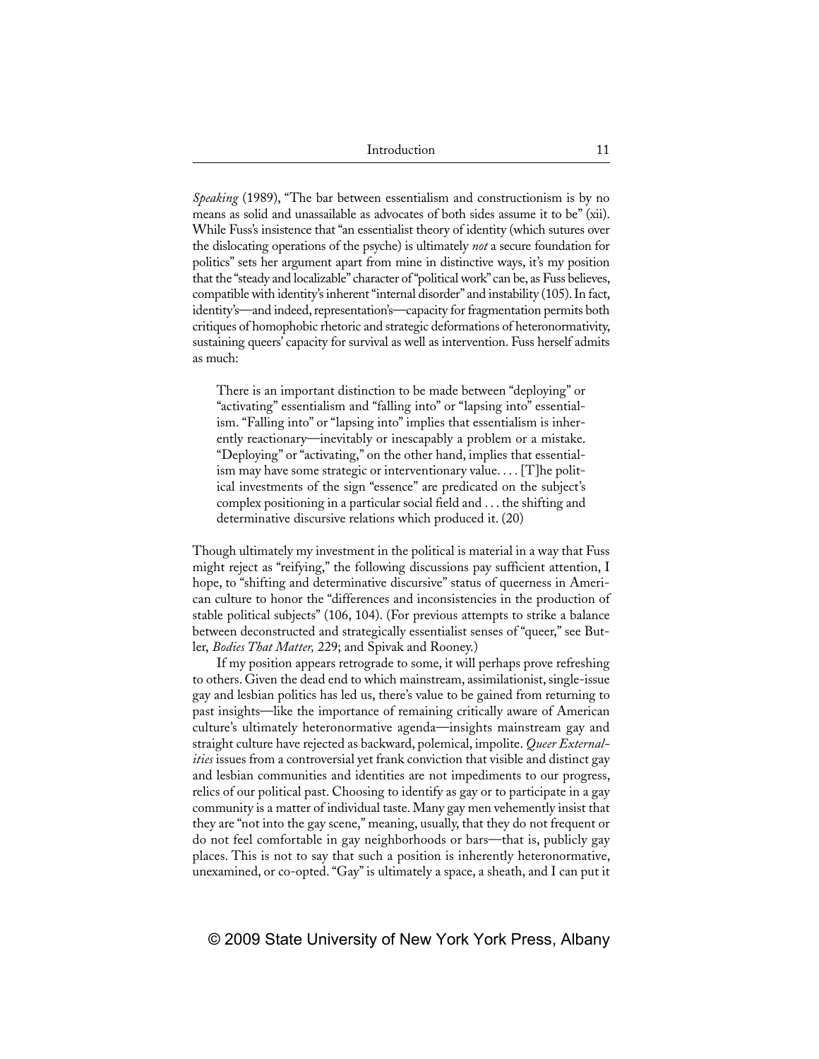*Speaking* (1989), "The bar between essentialism and constructionism is by no means as solid and unassailable as advocates of both sides assume it to be" (xii). While Fuss's insistence that "an essentialist theory of identity (which sutures over the dislocating operations of the psyche) is ultimately *not* a secure foundation for politics" sets her argument apart from mine in distinctive ways, it's my position that the "steady and localizable" character of "political work" can be, as Fuss believes, compatible with identity's inherent "internal disorder" and instability (105). In fact, identity's—and indeed, representation's—capacity for fragmentation permits both critiques of homophobic rhetoric and strategic deformations of heteronormativity, sustaining queers' capacity for survival as well as intervention. Fuss herself admits as much:

> There is an important distinction to be made between "deploying" or "activating" essentialism and "falling into" or "lapsing into" essentialism. "Falling into" or "lapsing into" implies that essentialism is inherently reactionary—inevitably or inescapably a problem or a mistake. "Deploying" or "activating," on the other hand, implies that essentialism may have some strategic or interventionary value. . . . [T]he political investments of the sign "essence" are predicated on the subject's complex positioning in a particular social field and . . . the shifting and determinative discursive relations which produced it. (20)

Though ultimately my investment in the political is material in a way that Fuss might reject as "reifying," the following discussions pay sufficient attention, I hope, to "shifting and determinative discursive" status of queerness in American culture to honor the "differences and inconsistencies in the production of stable political subjects" (106, 104). (For previous attempts to strike a balance between deconstructed and strategically essentialist senses of "queer," see Butler, *Bodies That Matter,* 229; and Spivak and Rooney.)

If my position appears retrograde to some, it will perhaps prove refreshing to others. Given the dead end to which mainstream, assimilationist, single-issue gay and lesbian politics has led us, there's value to be gained from returning to past insights—like the importance of remaining critically aware of American culture's ultimately heteronormative agenda—insights mainstream gay and straight culture have rejected as backward, polemical, impolite. *Queer Externalities* issues from a controversial yet frank conviction that visible and distinct gay and lesbian communities and identities are not impediments to our progress, relics of our political past. Choosing to identify as gay or to participate in a gay community is a matter of individual taste. Many gay men vehemently insist that they are "not into the gay scene," meaning, usually, that they do not frequent or do not feel comfortable in gay neighborhoods or bars—that is, publicly gay places. This is not to say that such a position is inherently heteronormative, unexamined, or co-opted. "Gay" is ultimately a space, a sheath, and I can put it

© 2009 State University of New York York Press, Albany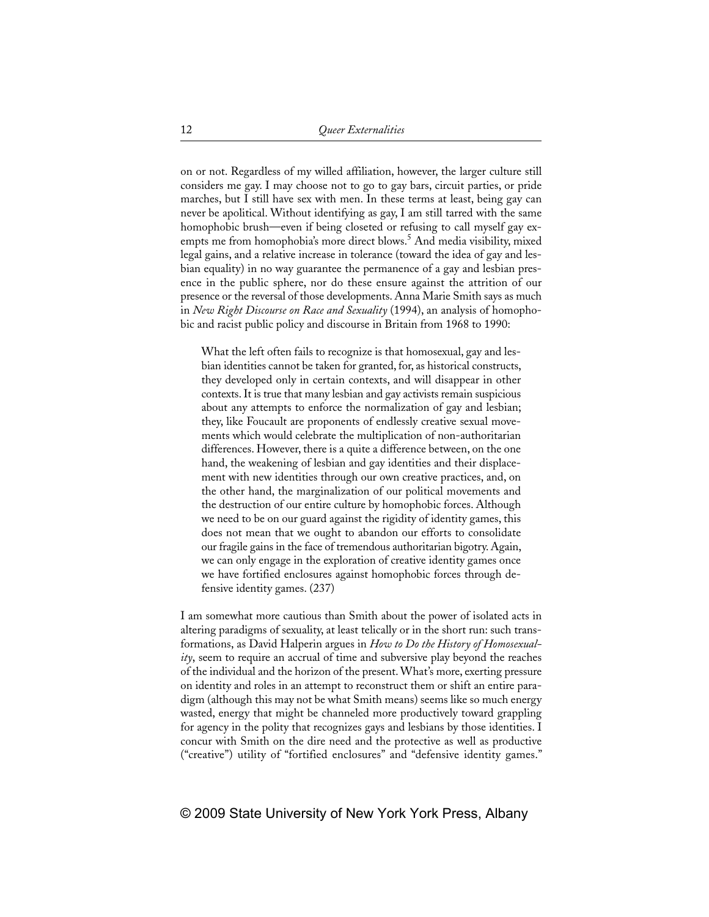on or not. Regardless of my willed affiliation, however, the larger culture still considers me gay. I may choose not to go to gay bars, circuit parties, or pride marches, but I still have sex with men. In these terms at least, being gay can never be apolitical. Without identifying as gay, I am still tarred with the same homophobic brush—even if being closeted or refusing to call myself gay exempts me from homophobia's more direct blows.[5] And media visibility, mixed legal gains, and a relative increase in tolerance (toward the idea of gay and lesbian equality) in no way guarantee the permanence of a gay and lesbian presence in the public sphere, nor do these ensure against the attrition of our presence or the reversal of those developments. Anna Marie Smith says as much in *New Right Discourse on Race and Sexuality* (1994), an analysis of homophobic and racist public policy and discourse in Britain from 1968 to 1990:

> What the left often fails to recognize is that homosexual, gay and lesbian identities cannot be taken for granted, for, as historical constructs, they developed only in certain contexts, and will disappear in other contexts. It is true that many lesbian and gay activists remain suspicious about any attempts to enforce the normalization of gay and lesbian; they, like Foucault are proponents of endlessly creative sexual movements which would celebrate the multiplication of non-authoritarian differences. However, there is a quite a difference between, on the one hand, the weakening of lesbian and gay identities and their displacement with new identities through our own creative practices, and, on the other hand, the marginalization of our political movements and the destruction of our entire culture by homophobic forces. Although we need to be on our guard against the rigidity of identity games, this does not mean that we ought to abandon our efforts to consolidate our fragile gains in the face of tremendous authoritarian bigotry. Again, we can only engage in the exploration of creative identity games once we have fortified enclosures against homophobic forces through defensive identity games. (237)

I am somewhat more cautious than Smith about the power of isolated acts in altering paradigms of sexuality, at least telically or in the short run: such transformations, as David Halperin argues in *How to Do the History of Homosexuality*, seem to require an accrual of time and subversive play beyond the reaches of the individual and the horizon of the present. What's more, exerting pressure on identity and roles in an attempt to reconstruct them or shift an entire paradigm (although this may not be what Smith means) seems like so much energy wasted, energy that might be channeled more productively toward grappling for agency in the polity that recognizes gays and lesbians by those identities. I concur with Smith on the dire need and the protective as well as productive ("creative") utility of "fortified enclosures" and "defensive identity games."

© 2009 State University of New York York Press, Albany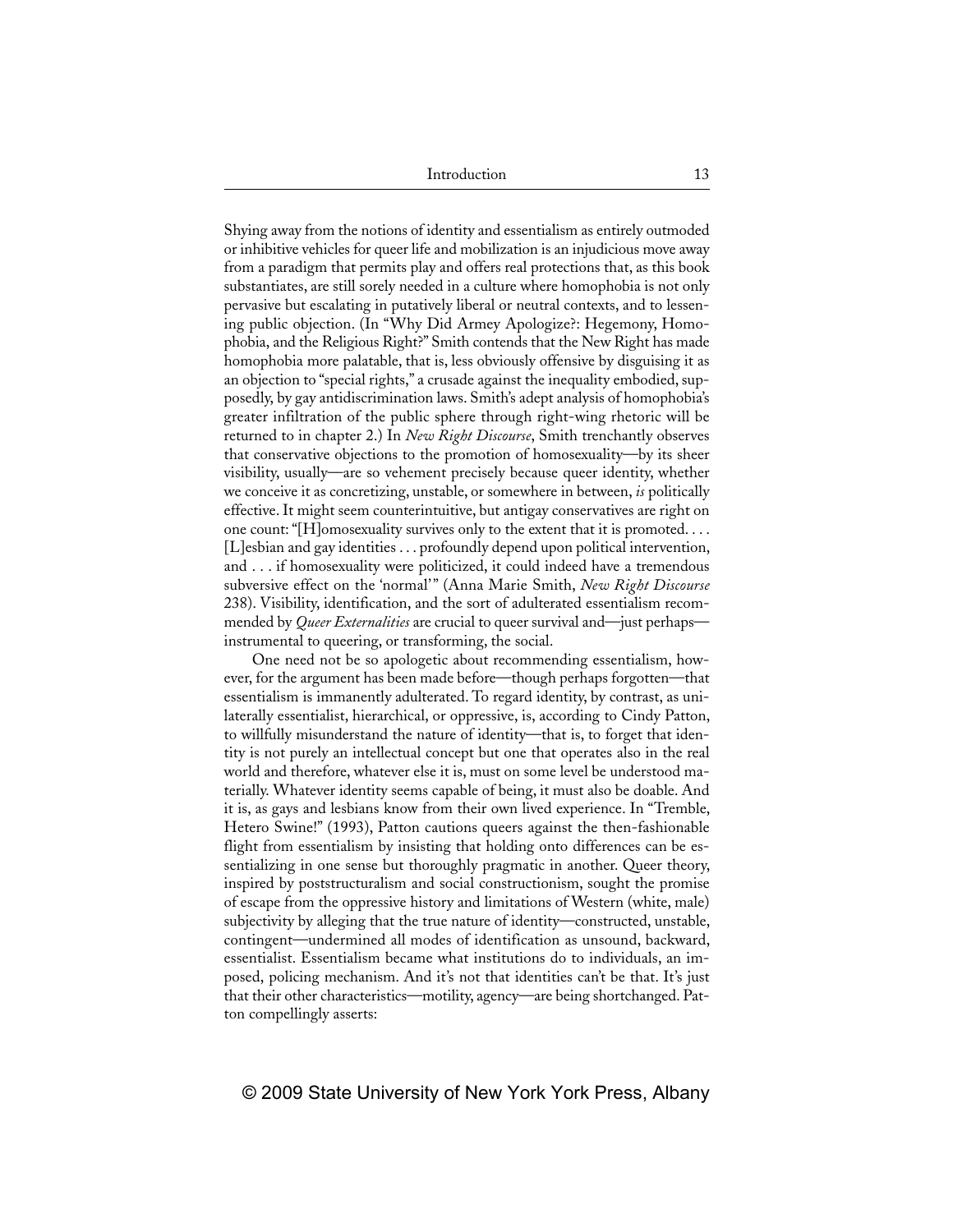Shying away from the notions of identity and essentialism as entirely outmoded or inhibitive vehicles for queer life and mobilization is an injudicious move away from a paradigm that permits play and offers real protections that, as this book substantiates, are still sorely needed in a culture where homophobia is not only pervasive but escalating in putatively liberal or neutral contexts, and to lessening public objection. (In "Why Did Armey Apologize?: Hegemony, Homophobia, and the Religious Right?" Smith contends that the New Right has made homophobia more palatable, that is, less obviously offensive by disguising it as an objection to "special rights," a crusade against the inequality embodied, supposedly, by gay antidiscrimination laws. Smith's adept analysis of homophobia's greater infiltration of the public sphere through right-wing rhetoric will be returned to in chapter 2.) In *New Right Discourse*, Smith trenchantly observes that conservative objections to the promotion of homosexuality—by its sheer visibility, usually—are so vehement precisely because queer identity, whether we conceive it as concretizing, unstable, or somewhere in between, *is* politically effective. It might seem counterintuitive, but antigay conservatives are right on one count: "[H]omosexuality survives only to the extent that it is promoted. . . . [L]esbian and gay identities . . . profoundly depend upon political intervention, and . . . if homosexuality were politicized, it could indeed have a tremendous subversive effect on the 'normal'" (Anna Marie Smith, *New Right Discourse* 238). Visibility, identification, and the sort of adulterated essentialism recommended by *Queer Externalities* are crucial to queer survival and—just perhaps—instrumental to queering, or transforming, the social.

One need not be so apologetic about recommending essentialism, however, for the argument has been made before—though perhaps forgotten—that essentialism is immanently adulterated. To regard identity, by contrast, as unilaterally essentialist, hierarchical, or oppressive, is, according to Cindy Patton, to willfully misunderstand the nature of identity—that is, to forget that identity is not purely an intellectual concept but one that operates also in the real world and therefore, whatever else it is, must on some level be understood materially. Whatever identity seems capable of being, it must also be doable. And it is, as gays and lesbians know from their own lived experience. In "Tremble, Hetero Swine!" (1993), Patton cautions queers against the then-fashionable flight from essentialism by insisting that holding onto differences can be essentializing in one sense but thoroughly pragmatic in another. Queer theory, inspired by poststructuralism and social constructionism, sought the promise of escape from the oppressive history and limitations of Western (white, male) subjectivity by alleging that the true nature of identity—constructed, unstable, contingent—undermined all modes of identification as unsound, backward, essentialist. Essentialism became what institutions do to individuals, an imposed, policing mechanism. And it's not that identities can't be that. It's just that their other characteristics—motility, agency—are being shortchanged. Patton compellingly asserts: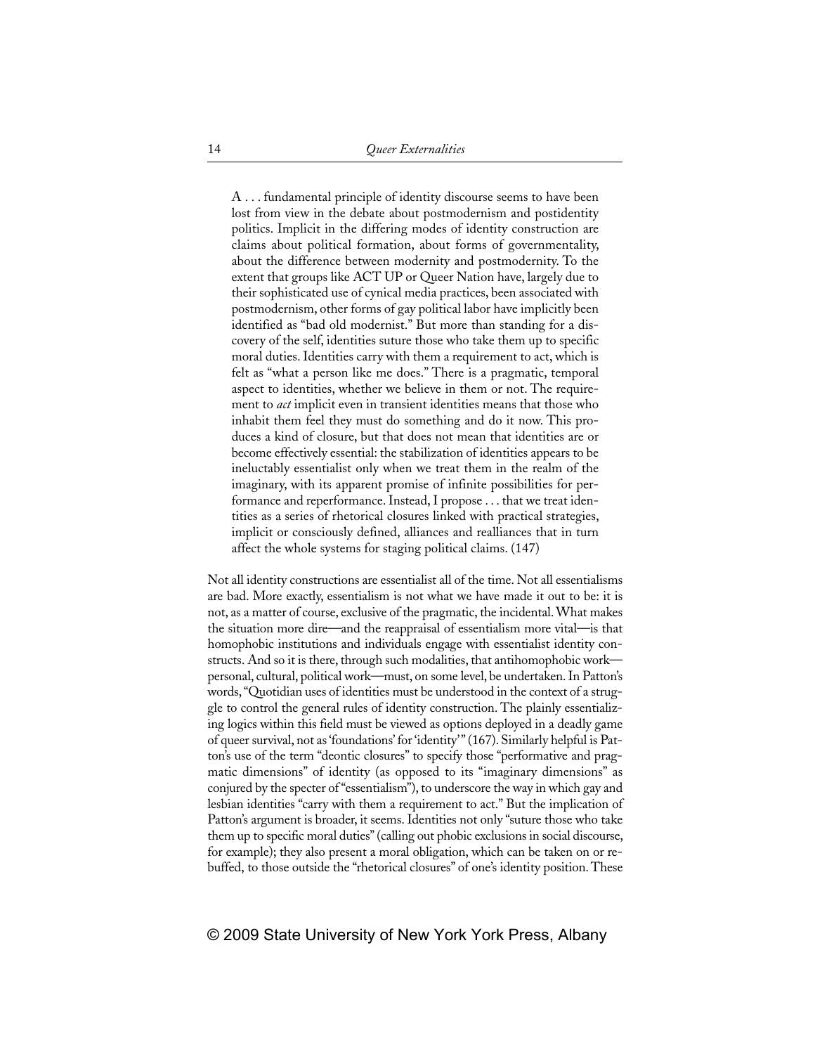> A . . . fundamental principle of identity discourse seems to have been lost from view in the debate about postmodernism and postidentity politics. Implicit in the differing modes of identity construction are claims about political formation, about forms of governmentality, about the difference between modernity and postmodernity. To the extent that groups like ACT UP or Queer Nation have, largely due to their sophisticated use of cynical media practices, been associated with postmodernism, other forms of gay political labor have implicitly been identified as "bad old modernist." But more than standing for a discovery of the self, identities suture those who take them up to specific moral duties. Identities carry with them a requirement to act, which is felt as "what a person like me does." There is a pragmatic, temporal aspect to identities, whether we believe in them or not. The requirement to *act* implicit even in transient identities means that those who inhabit them feel they must do something and do it now. This produces a kind of closure, but that does not mean that identities are or become effectively essential: the stabilization of identities appears to be ineluctably essentialist only when we treat them in the realm of the imaginary, with its apparent promise of infinite possibilities for performance and reperformance. Instead, I propose . . . that we treat identities as a series of rhetorical closures linked with practical strategies, implicit or consciously defined, alliances and realliances that in turn affect the whole systems for staging political claims. (147)

Not all identity constructions are essentialist all of the time. Not all essentialisms are bad. More exactly, essentialism is not what we have made it out to be: it is not, as a matter of course, exclusive of the pragmatic, the incidental. What makes the situation more dire—and the reappraisal of essentialism more vital—is that homophobic institutions and individuals engage with essentialist identity constructs. And so it is there, through such modalities, that antihomophobic work—personal, cultural, political work—must, on some level, be undertaken. In Patton's words, "Quotidian uses of identities must be understood in the context of a struggle to control the general rules of identity construction. The plainly essentializing logics within this field must be viewed as options deployed in a deadly game of queer survival, not as 'foundations' for 'identity'" (167). Similarly helpful is Patton's use of the term "deontic closures" to specify those "performative and pragmatic dimensions" of identity (as opposed to its "imaginary dimensions" as conjured by the specter of "essentialism"), to underscore the way in which gay and lesbian identities "carry with them a requirement to act." But the implication of Patton's argument is broader, it seems. Identities not only "suture those who take them up to specific moral duties" (calling out phobic exclusions in social discourse, for example); they also present a moral obligation, which can be taken on or rebuffed, to those outside the "rhetorical closures" of one's identity position. These

© 2009 State University of New York York Press, Albany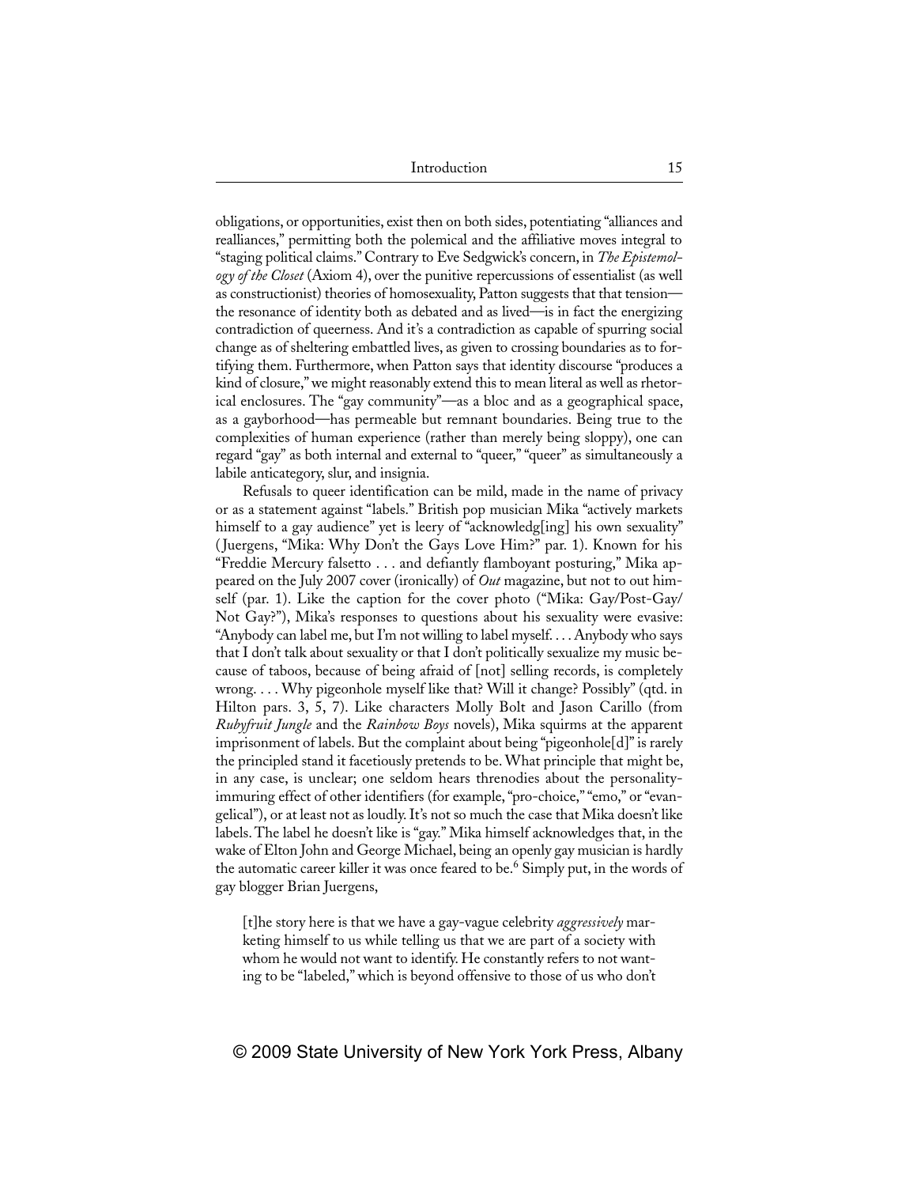obligations, or opportunities, exist then on both sides, potentiating "alliances and realliances," permitting both the polemical and the affiliative moves integral to "staging political claims." Contrary to Eve Sedgwick's concern, in *The Epistemology of the Closet* (Axiom 4), over the punitive repercussions of essentialist (as well as constructionist) theories of homosexuality, Patton suggests that that tension—the resonance of identity both as debated and as lived—is in fact the energizing contradiction of queerness. And it's a contradiction as capable of spurring social change as of sheltering embattled lives, as given to crossing boundaries as to fortifying them. Furthermore, when Patton says that identity discourse "produces a kind of closure," we might reasonably extend this to mean literal as well as rhetorical enclosures. The "gay community"—as a bloc and as a geographical space, as a gayborhood—has permeable but remnant boundaries. Being true to the complexities of human experience (rather than merely being sloppy), one can regard "gay" as both internal and external to "queer," "queer" as simultaneously a labile anticategory, slur, and insignia.

Refusals to queer identification can be mild, made in the name of privacy or as a statement against "labels." British pop musician Mika "actively markets himself to a gay audience" yet is leery of "acknowledg[ing] his own sexuality" (Juergens, "Mika: Why Don't the Gays Love Him?" par. 1). Known for his "Freddie Mercury falsetto . . . and defiantly flamboyant posturing," Mika appeared on the July 2007 cover (ironically) of *Out* magazine, but not to out himself (par. 1). Like the caption for the cover photo ("Mika: Gay/Post-Gay/Not Gay?"), Mika's responses to questions about his sexuality were evasive: "Anybody can label me, but I'm not willing to label myself. . . . Anybody who says that I don't talk about sexuality or that I don't politically sexualize my music because of taboos, because of being afraid of [not] selling records, is completely wrong. . . . Why pigeonhole myself like that? Will it change? Possibly" (qtd. in Hilton pars. 3, 5, 7). Like characters Molly Bolt and Jason Carillo (from *Rubyfruit Jungle* and the *Rainbow Boys* novels), Mika squirms at the apparent imprisonment of labels. But the complaint about being "pigeonhole[d]" is rarely the principled stand it facetiously pretends to be. What principle that might be, in any case, is unclear; one seldom hears threnodies about the personality-immuring effect of other identifiers (for example, "pro-choice," "emo," or "evangelical"), or at least not as loudly. It's not so much the case that Mika doesn't like labels. The label he doesn't like is "gay." Mika himself acknowledges that, in the wake of Elton John and George Michael, being an openly gay musician is hardly the automatic career killer it was once feared to be.[6] Simply put, in the words of gay blogger Brian Juergens,

> [t]he story here is that we have a gay-vague celebrity *aggressively* marketing himself to us while telling us that we are part of a society with whom he would not want to identify. He constantly refers to not wanting to be "labeled," which is beyond offensive to those of us who don't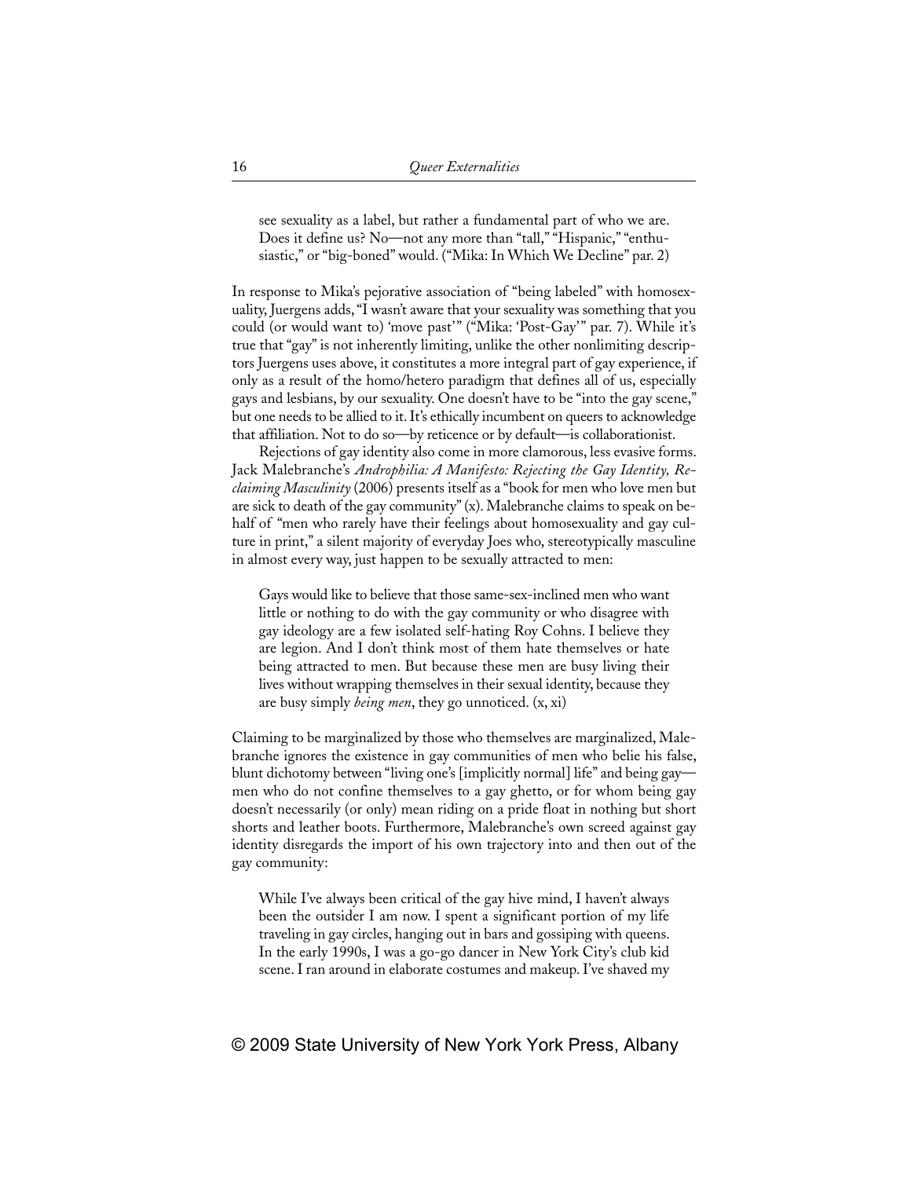> see sexuality as a label, but rather a fundamental part of who we are. Does it define us? No—not any more than "tall," "Hispanic," "enthusiastic," or "big-boned" would. ("Mika: In Which We Decline" par. 2)

In response to Mika's pejorative association of "being labeled" with homosexuality, Juergens adds, "I wasn't aware that your sexuality was something that you could (or would want to) 'move past'" ("Mika: 'Post-Gay'" par. 7). While it's true that "gay" is not inherently limiting, unlike the other nonlimiting descriptors Juergens uses above, it constitutes a more integral part of gay experience, if only as a result of the homo/hetero paradigm that defines all of us, especially gays and lesbians, by our sexuality. One doesn't have to be "into the gay scene," but one needs to be allied to it. It's ethically incumbent on queers to acknowledge that affiliation. Not to do so—by reticence or by default—is collaborationist.

Rejections of gay identity also come in more clamorous, less evasive forms. Jack Malebranche's *Androphilia: A Manifesto: Rejecting the Gay Identity, Reclaiming Masculinity* (2006) presents itself as a "book for men who love men but are sick to death of the gay community" (x). Malebranche claims to speak on behalf of "men who rarely have their feelings about homosexuality and gay culture in print," a silent majority of everyday Joes who, stereotypically masculine in almost every way, just happen to be sexually attracted to men:

> Gays would like to believe that those same-sex-inclined men who want little or nothing to do with the gay community or who disagree with gay ideology are a few isolated self-hating Roy Cohns. I believe they are legion. And I don't think most of them hate themselves or hate being attracted to men. But because these men are busy living their lives without wrapping themselves in their sexual identity, because they are busy simply *being men*, they go unnoticed. (x, xi)

Claiming to be marginalized by those who themselves are marginalized, Malebranche ignores the existence in gay communities of men who belie his false, blunt dichotomy between "living one's [implicitly normal] life" and being gay—men who do not confine themselves to a gay ghetto, or for whom being gay doesn't necessarily (or only) mean riding on a pride float in nothing but short shorts and leather boots. Furthermore, Malebranche's own screed against gay identity disregards the import of his own trajectory into and then out of the gay community:

> While I've always been critical of the gay hive mind, I haven't always been the outsider I am now. I spent a significant portion of my life traveling in gay circles, hanging out in bars and gossiping with queens. In the early 1990s, I was a go-go dancer in New York City's club kid scene. I ran around in elaborate costumes and makeup. I've shaved my

© 2009 State University of New York York Press, Albany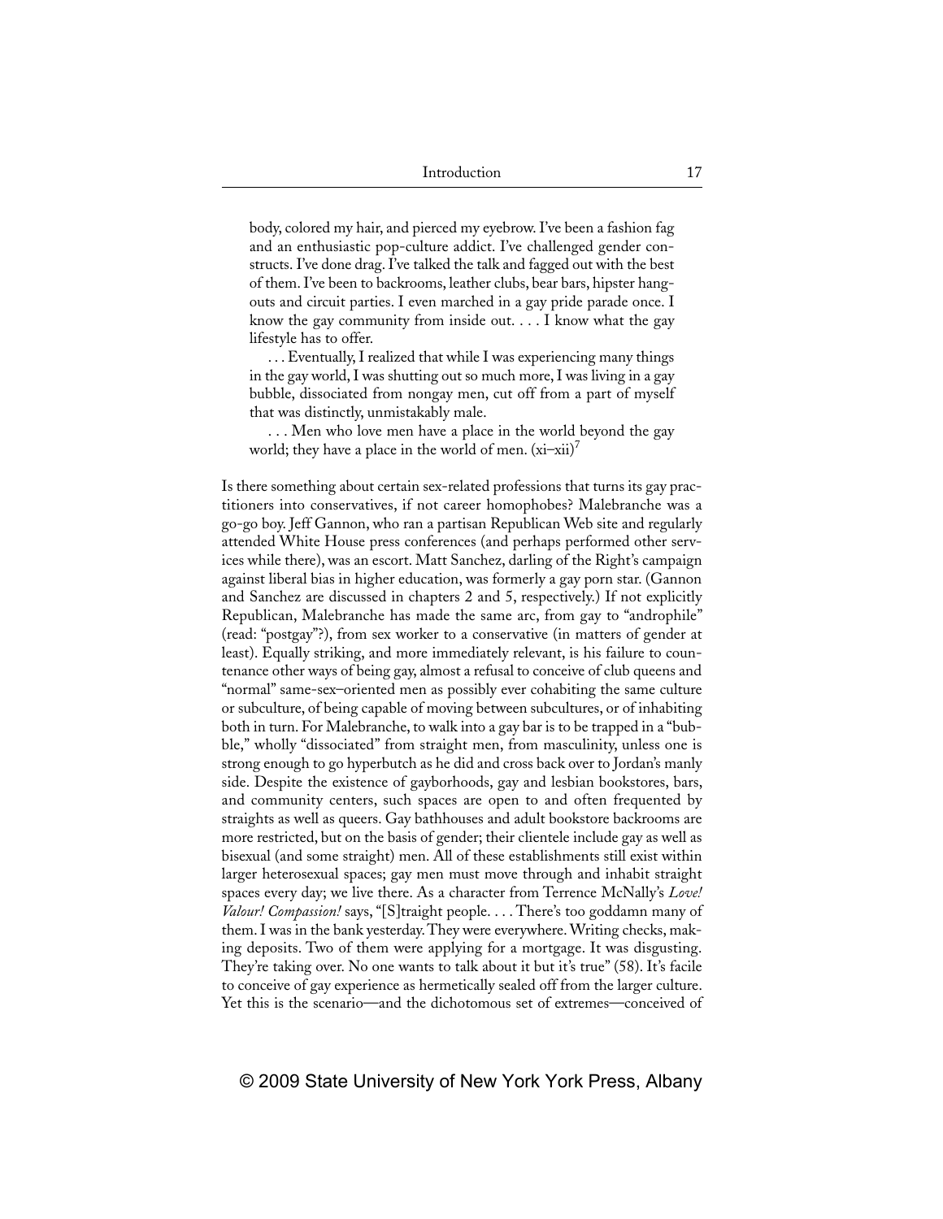> body, colored my hair, and pierced my eyebrow. I've been a fashion fag and an enthusiastic pop-culture addict. I've challenged gender constructs. I've done drag. I've talked the talk and fagged out with the best of them. I've been to backrooms, leather clubs, bear bars, hipster hangouts and circuit parties. I even marched in a gay pride parade once. I know the gay community from inside out. . . . I know what the gay lifestyle has to offer.
>
> . . . Eventually, I realized that while I was experiencing many things in the gay world, I was shutting out so much more, I was living in a gay bubble, dissociated from nongay men, cut off from a part of myself that was distinctly, unmistakably male.
>
> . . . Men who love men have a place in the world beyond the gay world; they have a place in the world of men. (xi–xii)[7]

Is there something about certain sex-related professions that turns its gay practitioners into conservatives, if not career homophobes? Malebranche was a go-go boy. Jeff Gannon, who ran a partisan Republican Web site and regularly attended White House press conferences (and perhaps performed other services while there), was an escort. Matt Sanchez, darling of the Right's campaign against liberal bias in higher education, was formerly a gay porn star. (Gannon and Sanchez are discussed in chapters 2 and 5, respectively.) If not explicitly Republican, Malebranche has made the same arc, from gay to "androphile" (read: "postgay"?), from sex worker to a conservative (in matters of gender at least). Equally striking, and more immediately relevant, is his failure to countenance other ways of being gay, almost a refusal to conceive of club queens and "normal" same-sex–oriented men as possibly ever cohabiting the same culture or subculture, of being capable of moving between subcultures, or of inhabiting both in turn. For Malebranche, to walk into a gay bar is to be trapped in a "bubble," wholly "dissociated" from straight men, from masculinity, unless one is strong enough to go hyperbutch as he did and cross back over to Jordan's manly side. Despite the existence of gayborhoods, gay and lesbian bookstores, bars, and community centers, such spaces are open to and often frequented by straights as well as queers. Gay bathhouses and adult bookstore backrooms are more restricted, but on the basis of gender; their clientele include gay as well as bisexual (and some straight) men. All of these establishments still exist within larger heterosexual spaces; gay men must move through and inhabit straight spaces every day; we live there. As a character from Terrence McNally's *Love! Valour! Compassion!* says, "[S]traight people. . . . There's too goddamn many of them. I was in the bank yesterday. They were everywhere. Writing checks, making deposits. Two of them were applying for a mortgage. It was disgusting. They're taking over. No one wants to talk about it but it's true" (58). It's facile to conceive of gay experience as hermetically sealed off from the larger culture. Yet this is the scenario—and the dichotomous set of extremes—conceived of

© 2009 State University of New York York Press, Albany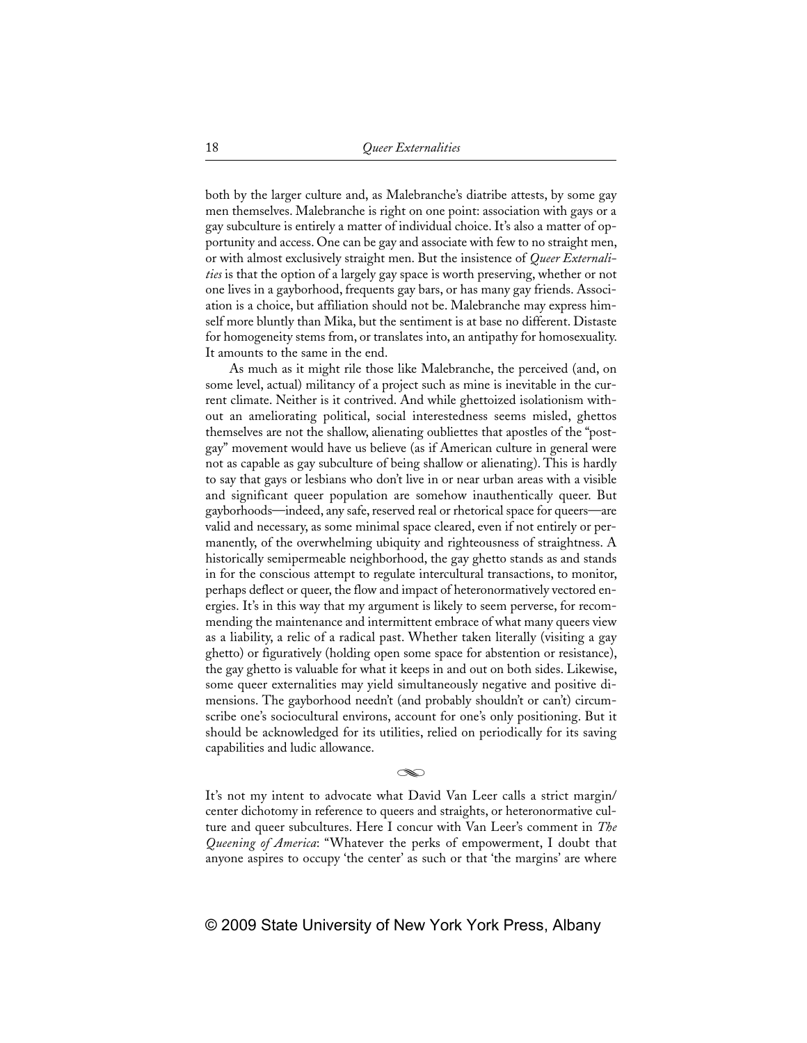both by the larger culture and, as Malebranche's diatribe attests, by some gay men themselves. Malebranche is right on one point: association with gays or a gay subculture is entirely a matter of individual choice. It's also a matter of opportunity and access. One can be gay and associate with few to no straight men, or with almost exclusively straight men. But the insistence of *Queer Externalities* is that the option of a largely gay space is worth preserving, whether or not one lives in a gayborhood, frequents gay bars, or has many gay friends. Association is a choice, but affiliation should not be. Malebranche may express himself more bluntly than Mika, but the sentiment is at base no different. Distaste for homogeneity stems from, or translates into, an antipathy for homosexuality. It amounts to the same in the end.

As much as it might rile those like Malebranche, the perceived (and, on some level, actual) militancy of a project such as mine is inevitable in the current climate. Neither is it contrived. And while ghettoized isolationism without an ameliorating political, social interestedness seems misled, ghettos themselves are not the shallow, alienating oubliettes that apostles of the "post-gay" movement would have us believe (as if American culture in general were not as capable as gay subculture of being shallow or alienating). This is hardly to say that gays or lesbians who don't live in or near urban areas with a visible and significant queer population are somehow inauthentically queer. But gayborhoods—indeed, any safe, reserved real or rhetorical space for queers—are valid and necessary, as some minimal space cleared, even if not entirely or permanently, of the overwhelming ubiquity and righteousness of straightness. A historically semipermeable neighborhood, the gay ghetto stands as and stands in for the conscious attempt to regulate intercultural transactions, to monitor, perhaps deflect or queer, the flow and impact of heteronormatively vectored energies. It's in this way that my argument is likely to seem perverse, for recommending the maintenance and intermittent embrace of what many queers view as a liability, a relic of a radical past. Whether taken literally (visiting a gay ghetto) or figuratively (holding open some space for abstention or resistance), the gay ghetto is valuable for what it keeps in and out on both sides. Likewise, some queer externalities may yield simultaneously negative and positive dimensions. The gayborhood needn't (and probably shouldn't or can't) circumscribe one's sociocultural environs, account for one's only positioning. But it should be acknowledged for its utilities, relied on periodically for its saving capabilities and ludic allowance.

---

It's not my intent to advocate what David Van Leer calls a strict margin/center dichotomy in reference to queers and straights, or heteronormative culture and queer subcultures. Here I concur with Van Leer's comment in *The Queening of America*: "Whatever the perks of empowerment, I doubt that anyone aspires to occupy 'the center' as such or that 'the margins' are where

© 2009 State University of New York York Press, Albany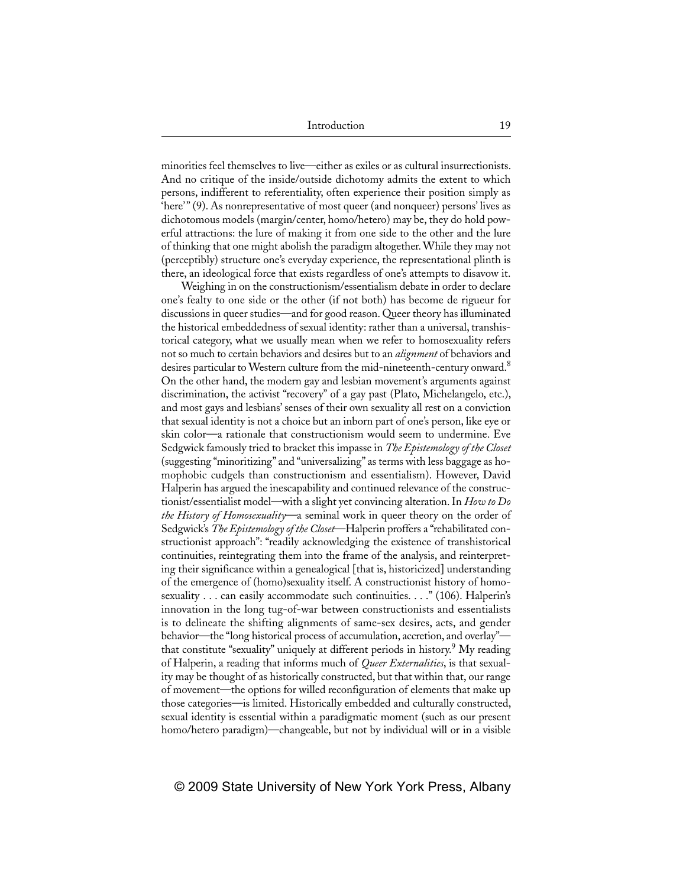minorities feel themselves to live—either as exiles or as cultural insurrectionists. And no critique of the inside/outside dichotomy admits the extent to which persons, indifferent to referentiality, often experience their position simply as 'here'" (9). As nonrepresentative of most queer (and nonqueer) persons' lives as dichotomous models (margin/center, homo/hetero) may be, they do hold powerful attractions: the lure of making it from one side to the other and the lure of thinking that one might abolish the paradigm altogether. While they may not (perceptibly) structure one's everyday experience, the representational plinth is there, an ideological force that exists regardless of one's attempts to disavow it.

Weighing in on the constructionism/essentialism debate in order to declare one's fealty to one side or the other (if not both) has become de rigueur for discussions in queer studies—and for good reason. Queer theory has illuminated the historical embeddedness of sexual identity: rather than a universal, transhistorical category, what we usually mean when we refer to homosexuality refers not so much to certain behaviors and desires but to an *alignment* of behaviors and desires particular to Western culture from the mid-nineteenth-century onward.[8] On the other hand, the modern gay and lesbian movement's arguments against discrimination, the activist "recovery" of a gay past (Plato, Michelangelo, etc.), and most gays and lesbians' senses of their own sexuality all rest on a conviction that sexual identity is not a choice but an inborn part of one's person, like eye or skin color—a rationale that constructionism would seem to undermine. Eve Sedgwick famously tried to bracket this impasse in *The Epistemology of the Closet* (suggesting "minoritizing" and "universalizing" as terms with less baggage as homophobic cudgels than constructionism and essentialism). However, David Halperin has argued the inescapability and continued relevance of the constructionist/essentialist model—with a slight yet convincing alteration. In *How to Do the History of Homosexuality*—a seminal work in queer theory on the order of Sedgwick's *The Epistemology of the Closet*—Halperin proffers a "rehabilitated constructionist approach": "readily acknowledging the existence of transhistorical continuities, reintegrating them into the frame of the analysis, and reinterpreting their significance within a genealogical [that is, historicized] understanding of the emergence of (homo)sexuality itself. A constructionist history of homosexuality . . . can easily accommodate such continuities. . . ." (106). Halperin's innovation in the long tug-of-war between constructionists and essentialists is to delineate the shifting alignments of same-sex desires, acts, and gender behavior—the "long historical process of accumulation, accretion, and overlay"—that constitute "sexuality" uniquely at different periods in history.[9] My reading of Halperin, a reading that informs much of *Queer Externalities*, is that sexuality may be thought of as historically constructed, but that within that, our range of movement—the options for willed reconfiguration of elements that make up those categories—is limited. Historically embedded and culturally constructed, sexual identity is essential within a paradigmatic moment (such as our present homo/hetero paradigm)—changeable, but not by individual will or in a visible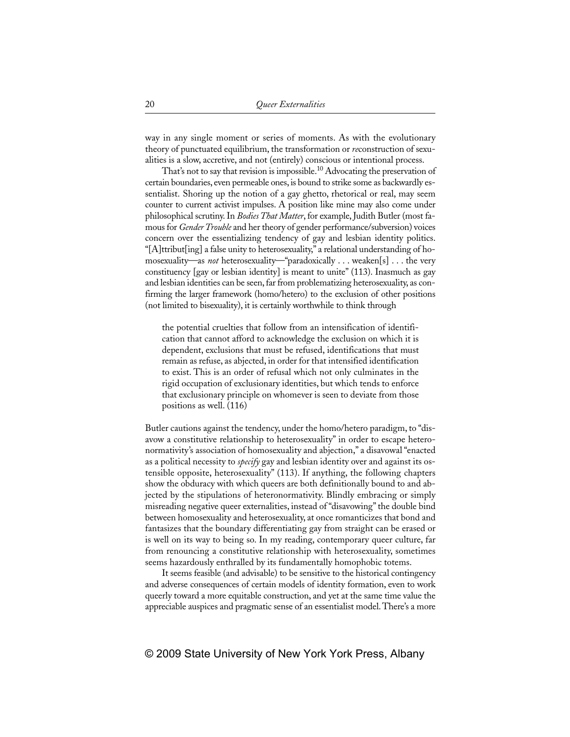way in any single moment or series of moments. As with the evolutionary theory of punctuated equilibrium, the transformation or *re*construction of sexualities is a slow, accretive, and not (entirely) conscious or intentional process.

That's not to say that revision is impossible.[10] Advocating the preservation of certain boundaries, even permeable ones, is bound to strike some as backwardly essentialist. Shoring up the notion of a gay ghetto, rhetorical or real, may seem counter to current activist impulses. A position like mine may also come under philosophical scrutiny. In *Bodies That Matter*, for example, Judith Butler (most famous for *Gender Trouble* and her theory of gender performance/subversion) voices concern over the essentializing tendency of gay and lesbian identity politics. "[A]ttribut[ing] a false unity to heterosexuality," a relational understanding of homosexuality—as *not* heterosexuality—"paradoxically . . . weaken[s] . . . the very constituency [gay or lesbian identity] is meant to unite" (113). Inasmuch as gay and lesbian identities can be seen, far from problematizing heterosexuality, as confirming the larger framework (homo/hetero) to the exclusion of other positions (not limited to bisexuality), it is certainly worthwhile to think through

> the potential cruelties that follow from an intensification of identification that cannot afford to acknowledge the exclusion on which it is dependent, exclusions that must be refused, identifications that must remain as refuse, as abjected, in order for that intensified identification to exist. This is an order of refusal which not only culminates in the rigid occupation of exclusionary identities, but which tends to enforce that exclusionary principle on whomever is seen to deviate from those positions as well. (116)

Butler cautions against the tendency, under the homo/hetero paradigm, to "disavow a constitutive relationship to heterosexuality" in order to escape heteronormativity's association of homosexuality and abjection," a disavowal "enacted as a political necessity to *specify* gay and lesbian identity over and against its ostensible opposite, heterosexuality" (113). If anything, the following chapters show the obduracy with which queers are both definitionally bound to and abjected by the stipulations of heteronormativity. Blindly embracing or simply misreading negative queer externalities, instead of "disavowing" the double bind between homosexuality and heterosexuality, at once romanticizes that bond and fantasizes that the boundary differentiating gay from straight can be erased or is well on its way to being so. In my reading, contemporary queer culture, far from renouncing a constitutive relationship with heterosexuality, sometimes seems hazardously enthralled by its fundamentally homophobic totems.

It seems feasible (and advisable) to be sensitive to the historical contingency and adverse consequences of certain models of identity formation, even to work queerly toward a more equitable construction, and yet at the same time value the appreciable auspices and pragmatic sense of an essentialist model. There's a more